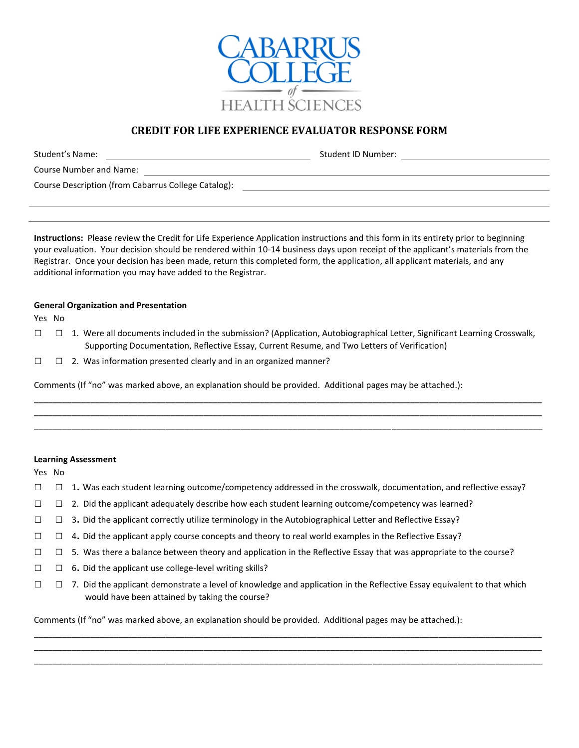CABARRUS COLLEGE of HEALTH SCIENCES

# CREDIT FOR LIFE EXPERIENCE EVALUATOR RESPONSE FORM

Student's Name: ______________________ Student ID Number: ______________________

Course Number and Name: ______________________

Course Description (from Cabarrus College Catalog): ______________________

______________________

______________________

**Instructions:** Please review the Credit for Life Experience Application instructions and this form in its entirety prior to beginning your evaluation. Your decision should be rendered within 10-14 business days upon receipt of the applicant's materials from the Registrar. Once your decision has been made, return this completed form, the application, all applicant materials, and any additional information you may have added to the Registrar.

### General Organization and Presentation

Yes No

☐ ☐ 1. Were all documents included in the submission? (Application, Autobiographical Letter, Significant Learning Crosswalk, Supporting Documentation, Reflective Essay, Current Resume, and Two Letters of Verification)

☐ ☐ 2. Was information presented clearly and in an organized manner?

Comments (If "no" was marked above, an explanation should be provided. Additional pages may be attached.):

______________________

______________________

______________________

### Learning Assessment

Yes No

☐ ☐ 1. Was each student learning outcome/competency addressed in the crosswalk, documentation, and reflective essay?

☐ ☐ 2. Did the applicant adequately describe how each student learning outcome/competency was learned?

☐ ☐ 3. Did the applicant correctly utilize terminology in the Autobiographical Letter and Reflective Essay?

☐ ☐ 4. Did the applicant apply course concepts and theory to real world examples in the Reflective Essay?

☐ ☐ 5. Was there a balance between theory and application in the Reflective Essay that was appropriate to the course?

☐ ☐ 6. Did the applicant use college-level writing skills?

☐ ☐ 7. Did the applicant demonstrate a level of knowledge and application in the Reflective Essay equivalent to that which would have been attained by taking the course?

Comments (If "no" was marked above, an explanation should be provided. Additional pages may be attached.):

______________________

______________________

______________________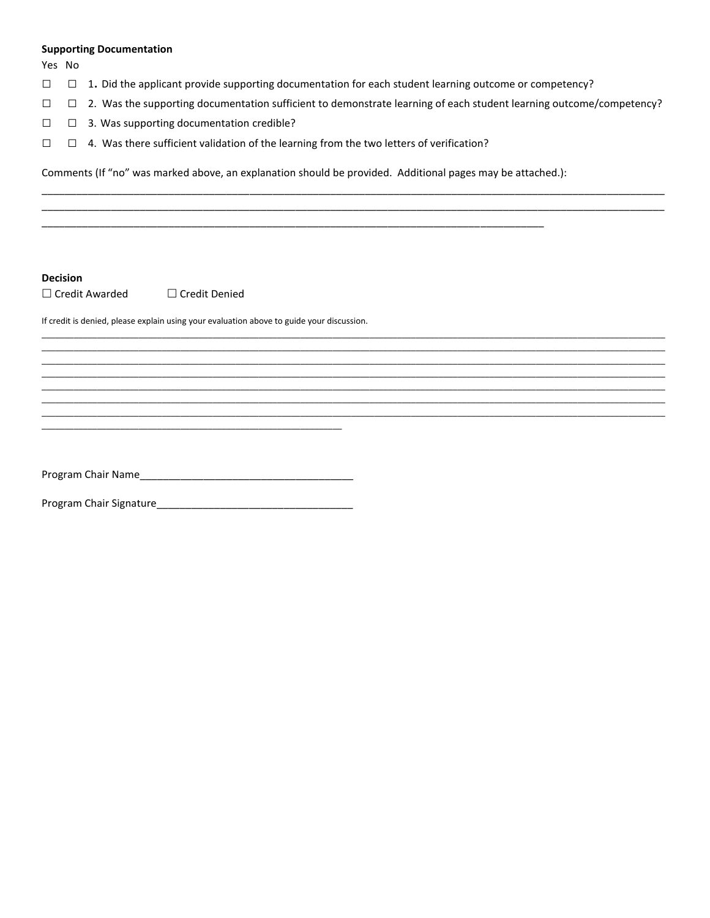**Supporting Documentation**

Yes No

☐ ☐ 1. Did the applicant provide supporting documentation for each student learning outcome or competency?

☐ ☐ 2. Was the supporting documentation sufficient to demonstrate learning of each student learning outcome/competency?

☐ ☐ 3. Was supporting documentation credible?

☐ ☐ 4. Was there sufficient validation of the learning from the two letters of verification?

Comments (If "no" was marked above, an explanation should be provided. Additional pages may be attached.):

_______________________________________________________________________________________________________________

_______________________________________________________________________________________________________________

_____________________________________________________________________________________________

**Decision**

☐ Credit Awarded ☐ Credit Denied

If credit is denied, please explain using your evaluation above to guide your discussion.

_______________________________________________________________________________________________________________

_______________________________________________________________________________________________________________

_______________________________________________________________________________________________________________

_______________________________________________________________________________________________________________

_______________________________________________________________________________________________________________

_______________________________________________________________________________________________________________

_______________________________________________________________________________________________________________

_______________________________________________________

Program Chair Name_____________________________________

Program Chair Signature__________________________________